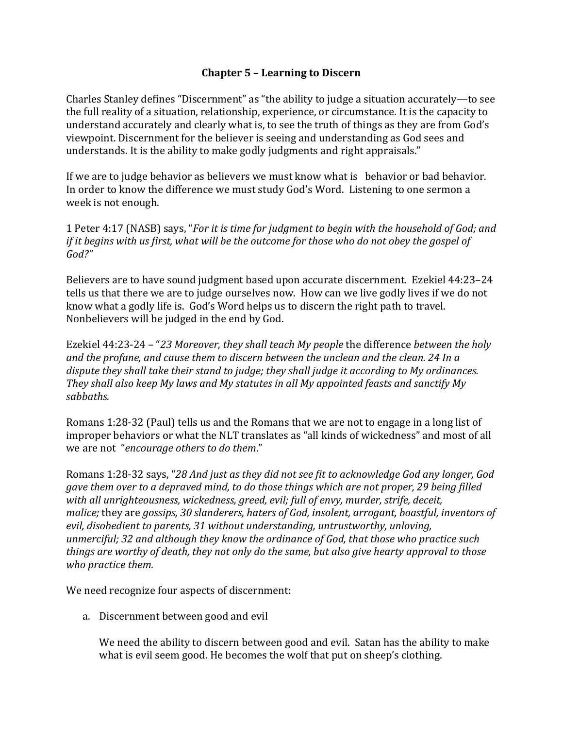# Chapter 5 – Learning to Discern

Charles Stanley defines "Discernment" as "the ability to judge a situation accurately—to see the full reality of a situation, relationship, experience, or circumstance. It is the capacity to understand accurately and clearly what is, to see the truth of things as they are from God's viewpoint. Discernment for the believer is seeing and understanding as God sees and understands. It is the ability to make godly judgments and right appraisals."

If we are to judge behavior as believers we must know what is   behavior or bad behavior. In order to know the difference we must study God's Word. Listening to one sermon a week is not enough.

1 Peter 4:17 (NASB) says, "*For it is time for judgment to begin with the household of God; and if it begins with us first, what will be the outcome for those who do not obey the gospel of God?"*

Believers are to have sound judgment based upon accurate discernment. Ezekiel 44:23–24 tells us that there we are to judge ourselves now. How can we live godly lives if we do not know what a godly life is. God's Word helps us to discern the right path to travel. Nonbelievers will be judged in the end by God.

Ezekiel 44:23-24 – "*23 Moreover, they shall teach My people* the difference *between the holy and the profane, and cause them to discern between the unclean and the clean. 24 In a dispute they shall take their stand to judge; they shall judge it according to My ordinances. They shall also keep My laws and My statutes in all My appointed feasts and sanctify My sabbaths.*

Romans 1:28-32 (Paul) tells us and the Romans that we are not to engage in a long list of improper behaviors or what the NLT translates as "all kinds of wickedness" and most of all we are not "*encourage others to do them*."

Romans 1:28-32 says, "*28 And just as they did not see fit to acknowledge God any longer, God gave them over to a depraved mind, to do those things which are not proper, 29 being filled with all unrighteousness, wickedness, greed, evil; full of envy, murder, strife, deceit, malice;* they are *gossips, 30 slanderers, haters of God, insolent, arrogant, boastful, inventors of evil, disobedient to parents, 31 without understanding, untrustworthy, unloving, unmerciful; 32 and although they know the ordinance of God, that those who practice such things are worthy of death, they not only do the same, but also give hearty approval to those who practice them.*

We need recognize four aspects of discernment:

a. Discernment between good and evil

   We need the ability to discern between good and evil. Satan has the ability to make what is evil seem good. He becomes the wolf that put on sheep's clothing.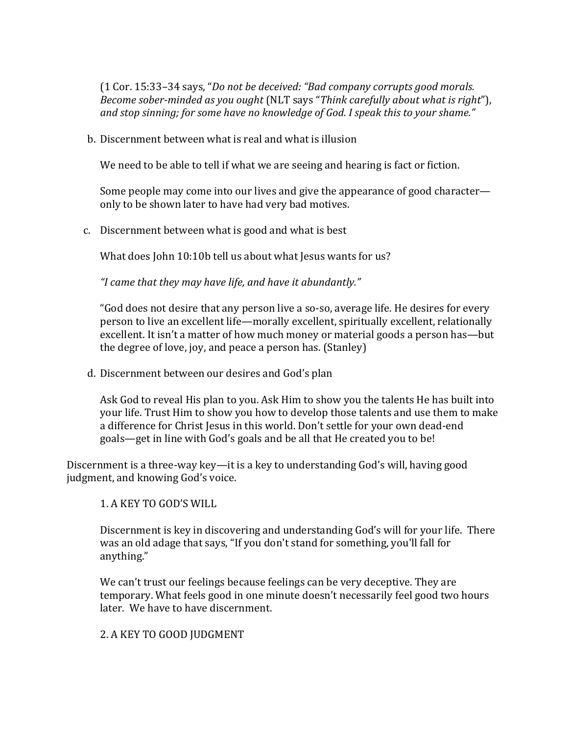(1 Cor. 15:33–34 says, "*Do not be deceived: "Bad company corrupts good morals. Become sober-minded as you ought* (NLT says "*Think carefully about what is right*"), *and stop sinning; for some have no knowledge of God. I speak this to your shame."*

b. Discernment between what is real and what is illusion

   We need to be able to tell if what we are seeing and hearing is fact or fiction.

   Some people may come into our lives and give the appearance of good character—only to be shown later to have had very bad motives.

c. Discernment between what is good and what is best

   What does John 10:10b tell us about what Jesus wants for us?

   *"I came that they may have life, and have it abundantly."*

   "God does not desire that any person live a so-so, average life. He desires for every person to live an excellent life—morally excellent, spiritually excellent, relationally excellent. It isn't a matter of how much money or material goods a person has—but the degree of love, joy, and peace a person has. (Stanley)

d. Discernment between our desires and God's plan

   Ask God to reveal His plan to you. Ask Him to show you the talents He has built into your life. Trust Him to show you how to develop those talents and use them to make a difference for Christ Jesus in this world. Don't settle for your own dead-end goals—get in line with God's goals and be all that He created you to be!

Discernment is a three-way key—it is a key to understanding God's will, having good judgment, and knowing God's voice.

1. A KEY TO GOD'S WILL

Discernment is key in discovering and understanding God's will for your life. There was an old adage that says, "If you don't stand for something, you'll fall for anything."

We can't trust our feelings because feelings can be very deceptive. They are temporary. What feels good in one minute doesn't necessarily feel good two hours later. We have to have discernment.

2. A KEY TO GOOD JUDGMENT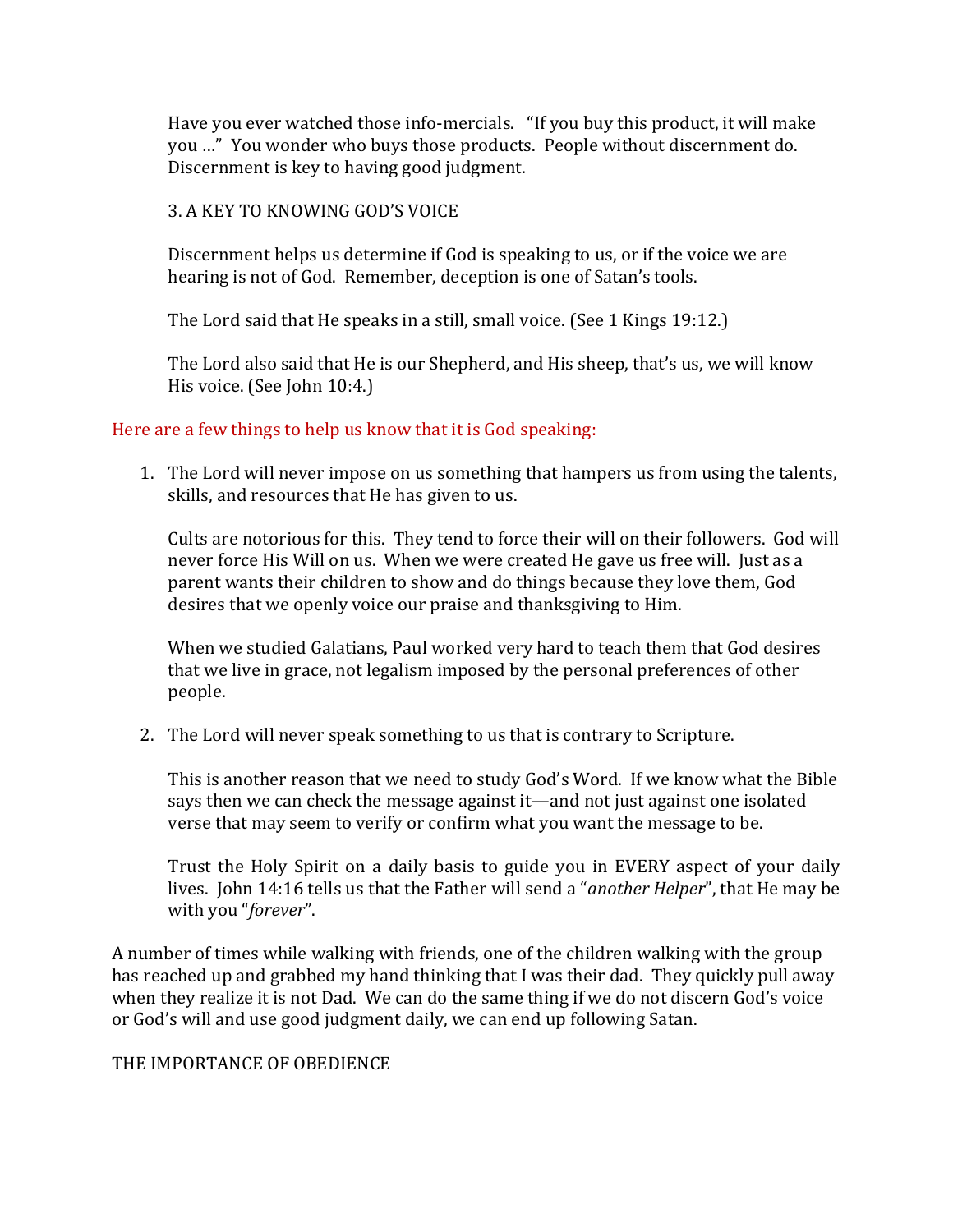Have you ever watched those info-mercials. "If you buy this product, it will make you …" You wonder who buys those products. People without discernment do. Discernment is key to having good judgment.

3. A KEY TO KNOWING GOD'S VOICE

Discernment helps us determine if God is speaking to us, or if the voice we are hearing is not of God. Remember, deception is one of Satan's tools.

The Lord said that He speaks in a still, small voice. (See 1 Kings 19:12.)

The Lord also said that He is our Shepherd, and His sheep, that's us, we will know His voice. (See John 10:4.)

Here are a few things to help us know that it is God speaking:

1. The Lord will never impose on us something that hampers us from using the talents, skills, and resources that He has given to us.

   Cults are notorious for this. They tend to force their will on their followers. God will never force His Will on us. When we were created He gave us free will. Just as a parent wants their children to show and do things because they love them, God desires that we openly voice our praise and thanksgiving to Him.

   When we studied Galatians, Paul worked very hard to teach them that God desires that we live in grace, not legalism imposed by the personal preferences of other people.

2. The Lord will never speak something to us that is contrary to Scripture.

   This is another reason that we need to study God's Word. If we know what the Bible says then we can check the message against it—and not just against one isolated verse that may seem to verify or confirm what you want the message to be.

   Trust the Holy Spirit on a daily basis to guide you in EVERY aspect of your daily lives. John 14:16 tells us that the Father will send a "*another Helper*", that He may be with you "*forever*".

A number of times while walking with friends, one of the children walking with the group has reached up and grabbed my hand thinking that I was their dad. They quickly pull away when they realize it is not Dad. We can do the same thing if we do not discern God's voice or God's will and use good judgment daily, we can end up following Satan.

THE IMPORTANCE OF OBEDIENCE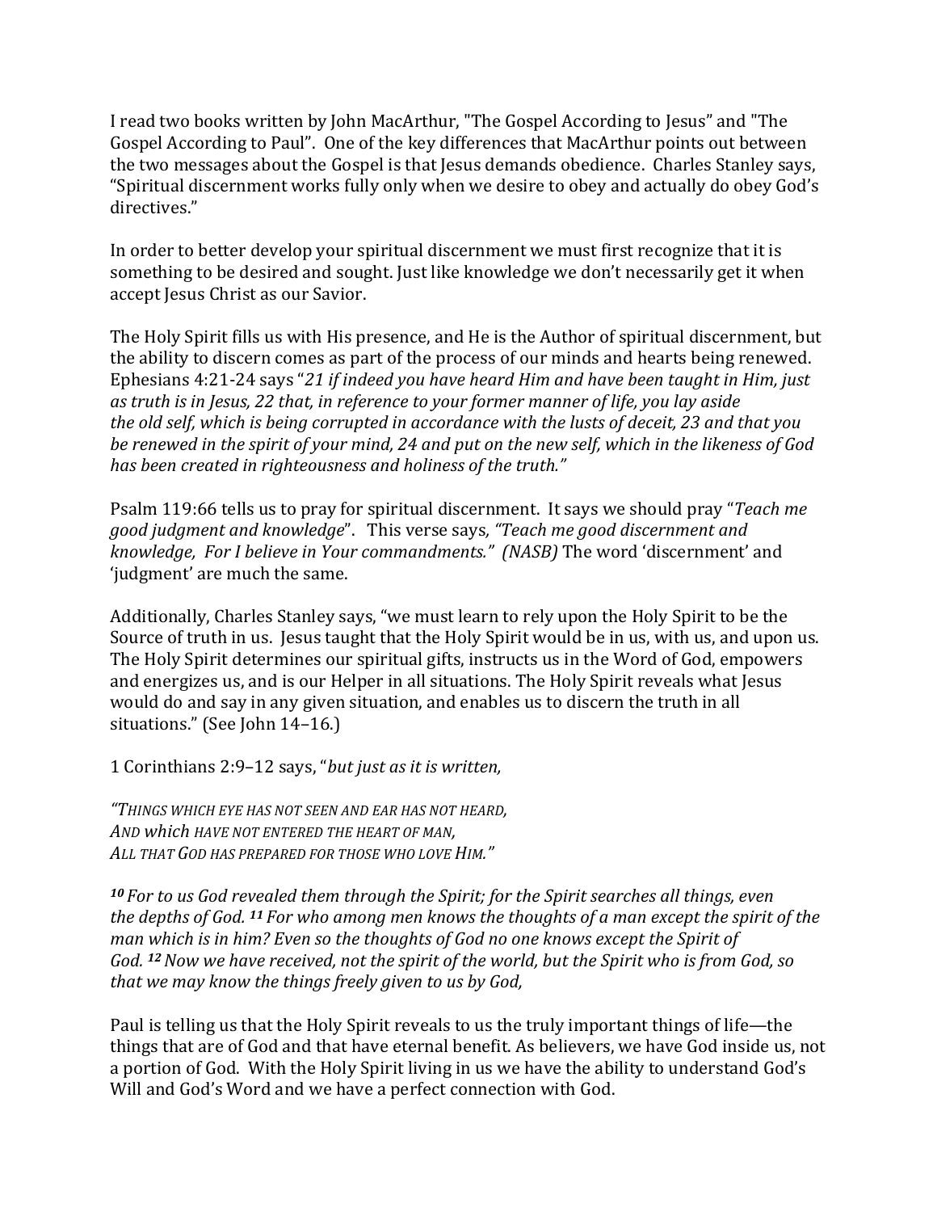I read two books written by John MacArthur, "The Gospel According to Jesus" and "The Gospel According to Paul". One of the key differences that MacArthur points out between the two messages about the Gospel is that Jesus demands obedience. Charles Stanley says, "Spiritual discernment works fully only when we desire to obey and actually do obey God's directives."

In order to better develop your spiritual discernment we must first recognize that it is something to be desired and sought. Just like knowledge we don't necessarily get it when accept Jesus Christ as our Savior.

The Holy Spirit fills us with His presence, and He is the Author of spiritual discernment, but the ability to discern comes as part of the process of our minds and hearts being renewed. Ephesians 4:21-24 says "*21 if indeed you have heard Him and have been taught in Him, just as truth is in Jesus, 22 that, in reference to your former manner of life, you lay aside the old self, which is being corrupted in accordance with the lusts of deceit, 23 and that you be renewed in the spirit of your mind, 24 and put on the new self, which in the likeness of God has been created in righteousness and holiness of the truth."*

Psalm 119:66 tells us to pray for spiritual discernment. It says we should pray "*Teach me good judgment and knowledge*". This verse says, *"Teach me good discernment and knowledge, For I believe in Your commandments." (NASB)* The word 'discernment' and 'judgment' are much the same.

Additionally, Charles Stanley says, "we must learn to rely upon the Holy Spirit to be the Source of truth in us. Jesus taught that the Holy Spirit would be in us, with us, and upon us. The Holy Spirit determines our spiritual gifts, instructs us in the Word of God, empowers and energizes us, and is our Helper in all situations. The Holy Spirit reveals what Jesus would do and say in any given situation, and enables us to discern the truth in all situations." (See John 14–16.)

1 Corinthians 2:9–12 says, "*but just as it is written,*

*"THINGS WHICH EYE HAS NOT SEEN AND EAR HAS NOT HEARD,*
*AND which HAVE NOT ENTERED THE HEART OF MAN,*
*ALL THAT GOD HAS PREPARED FOR THOSE WHO LOVE HIM."*

***10*** *For to us God revealed them through the Spirit; for the Spirit searches all things, even the depths of God.* ***11*** *For who among men knows the thoughts of a man except the spirit of the man which is in him? Even so the thoughts of God no one knows except the Spirit of God.* ***12*** *Now we have received, not the spirit of the world, but the Spirit who is from God, so that we may know the things freely given to us by God,*

Paul is telling us that the Holy Spirit reveals to us the truly important things of life—the things that are of God and that have eternal benefit. As believers, we have God inside us, not a portion of God. With the Holy Spirit living in us we have the ability to understand God's Will and God's Word and we have a perfect connection with God.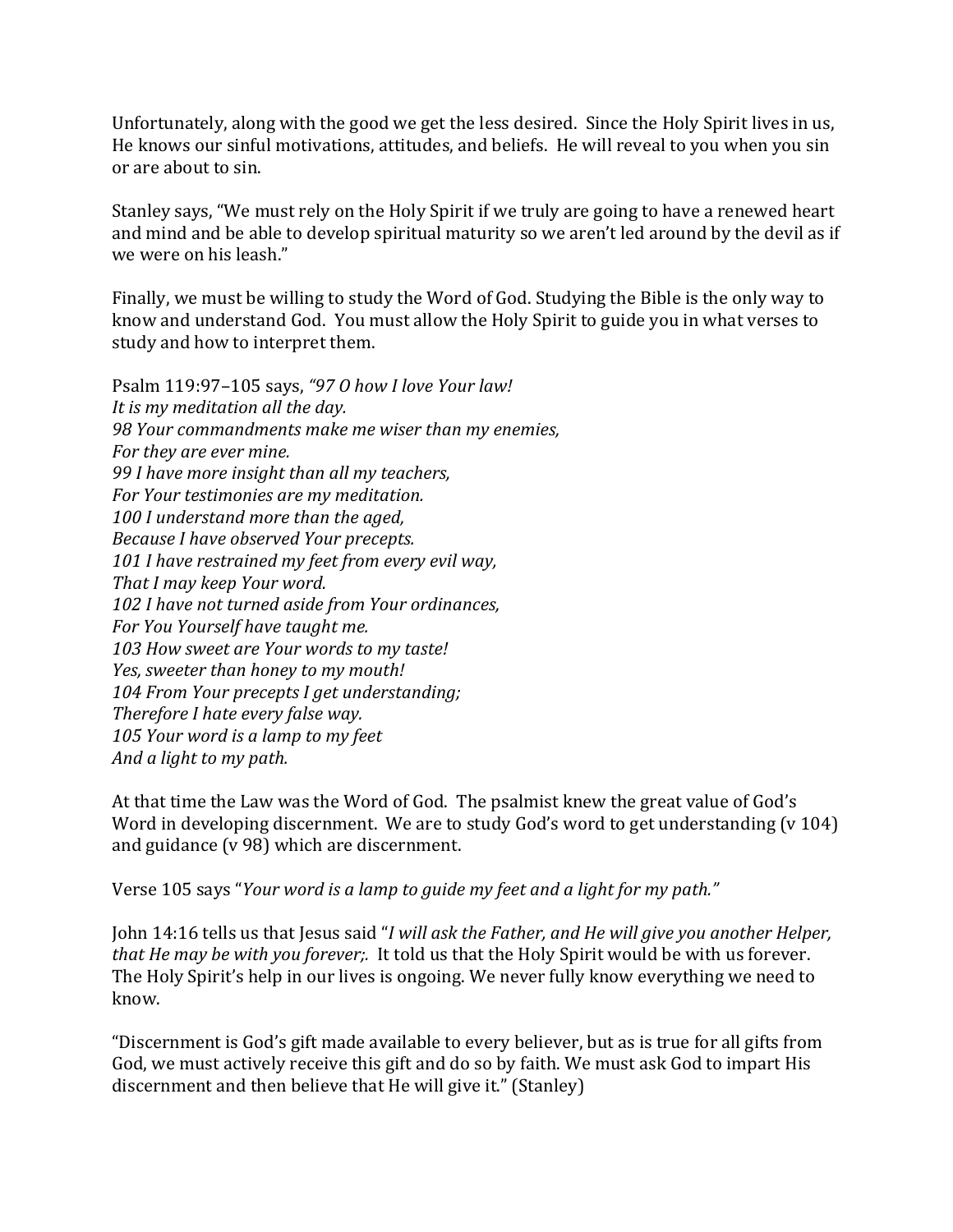Unfortunately, along with the good we get the less desired. Since the Holy Spirit lives in us, He knows our sinful motivations, attitudes, and beliefs. He will reveal to you when you sin or are about to sin.

Stanley says, "We must rely on the Holy Spirit if we truly are going to have a renewed heart and mind and be able to develop spiritual maturity so we aren't led around by the devil as if we were on his leash."

Finally, we must be willing to study the Word of God. Studying the Bible is the only way to know and understand God. You must allow the Holy Spirit to guide you in what verses to study and how to interpret them.

Psalm 119:97–105 says, *"97 O how I love Your law!*  
*It is my meditation all the day.*  
*98 Your commandments make me wiser than my enemies,*  
*For they are ever mine.*  
*99 I have more insight than all my teachers,*  
*For Your testimonies are my meditation.*  
*100 I understand more than the aged,*  
*Because I have observed Your precepts.*  
*101 I have restrained my feet from every evil way,*  
*That I may keep Your word.*  
*102 I have not turned aside from Your ordinances,*  
*For You Yourself have taught me.*  
*103 How sweet are Your words to my taste!*  
*Yes, sweeter than honey to my mouth!*  
*104 From Your precepts I get understanding;*  
*Therefore I hate every false way.*  
*105 Your word is a lamp to my feet*  
*And a light to my path.*

At that time the Law was the Word of God. The psalmist knew the great value of God's Word in developing discernment. We are to study God's word to get understanding (v 104) and guidance (v 98) which are discernment.

Verse 105 says "*Your word is a lamp to guide my feet and a light for my path."*

John 14:16 tells us that Jesus said "*I will ask the Father, and He will give you another Helper, that He may be with you forever;.* It told us that the Holy Spirit would be with us forever. The Holy Spirit's help in our lives is ongoing. We never fully know everything we need to know.

"Discernment is God's gift made available to every believer, but as is true for all gifts from God, we must actively receive this gift and do so by faith. We must ask God to impart His discernment and then believe that He will give it." (Stanley)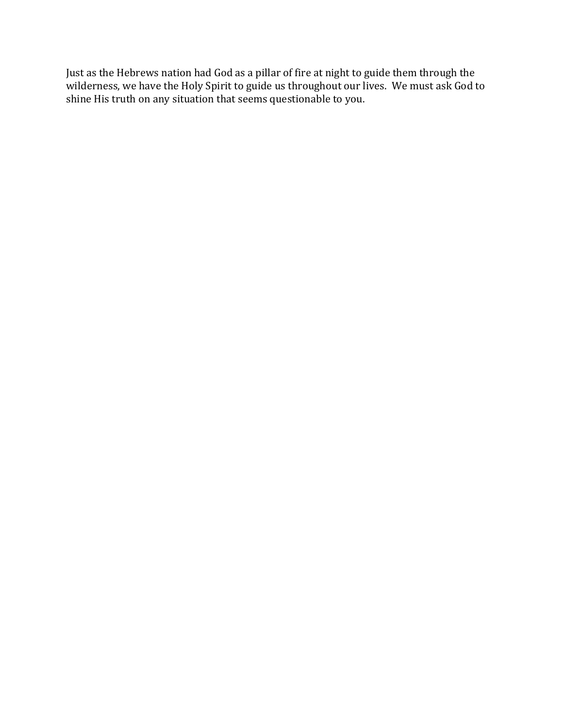Just as the Hebrews nation had God as a pillar of fire at night to guide them through the wilderness, we have the Holy Spirit to guide us throughout our lives. We must ask God to shine His truth on any situation that seems questionable to you.